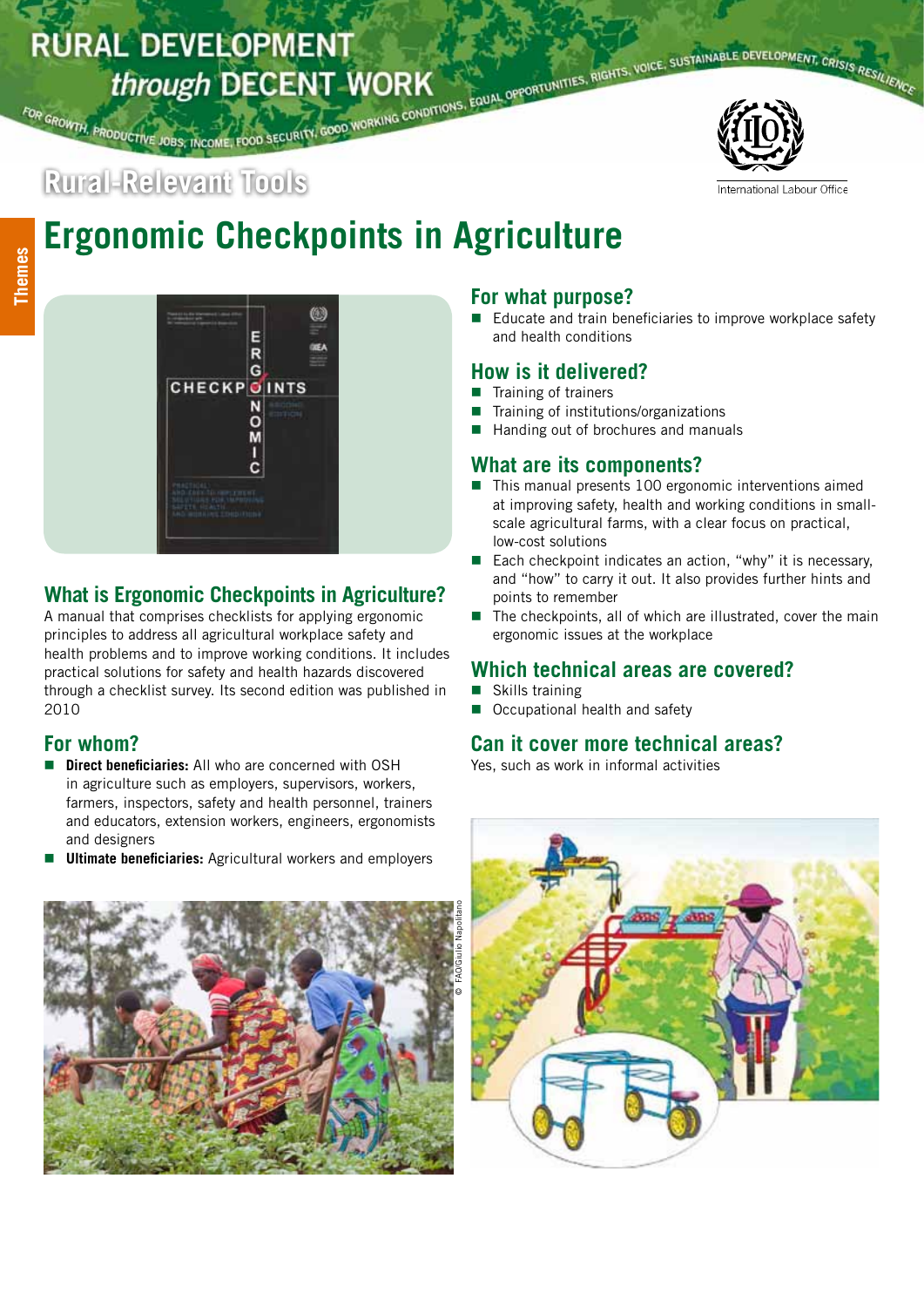# RURAL DEVELOPMENT *through* DECENT WORK

FOR GROWTH, PRODUCTIVE JOBS, INCOME, FOOD SECURITY, GOOD WORKING CONDITIONS, EQUAL OPPORTUNITIES, RIGHTS, VOICE, SUSTAINABLE DEVELOPMENT, CRISIS RESILIENCE

International Labour Office

Themes

## Rural-Relevant Tools

# Ergonomic Checkpoints in Agriculture

## What is Ergonomic Checkpoints in Agriculture?

A manual that comprises checklists for applying ergonomic principles to address all agricultural workplace safety and health problems and to improve working conditions. It includes practical solutions for safety and health hazards discovered through a checklist survey. Its second edition was published in 2010

## For whom?

- **Direct beneficiaries:** All who are concerned with OSH in agriculture such as employers, supervisors, workers, farmers, inspectors, safety and health personnel, trainers and educators, extension workers, engineers, ergonomists and designers
- **Ultimate beneficiaries:** Agricultural workers and employers

## For what purpose?

- Educate and train beneficiaries to improve workplace safety and health conditions

## How is it delivered?

- Training of trainers
- Training of institutions/organizations
- Handing out of brochures and manuals

## What are its components?

- This manual presents 100 ergonomic interventions aimed at improving safety, health and working conditions in small-scale agricultural farms, with a clear focus on practical, low-cost solutions
- Each checkpoint indicates an action, "why" it is necessary, and "how" to carry it out. It also provides further hints and points to remember
- The checkpoints, all of which are illustrated, cover the main ergonomic issues at the workplace

## Which technical areas are covered?

- Skills training
- Occupational health and safety

## Can it cover more technical areas?

Yes, such as work in informal activities

© FAO/Giulio Napolitano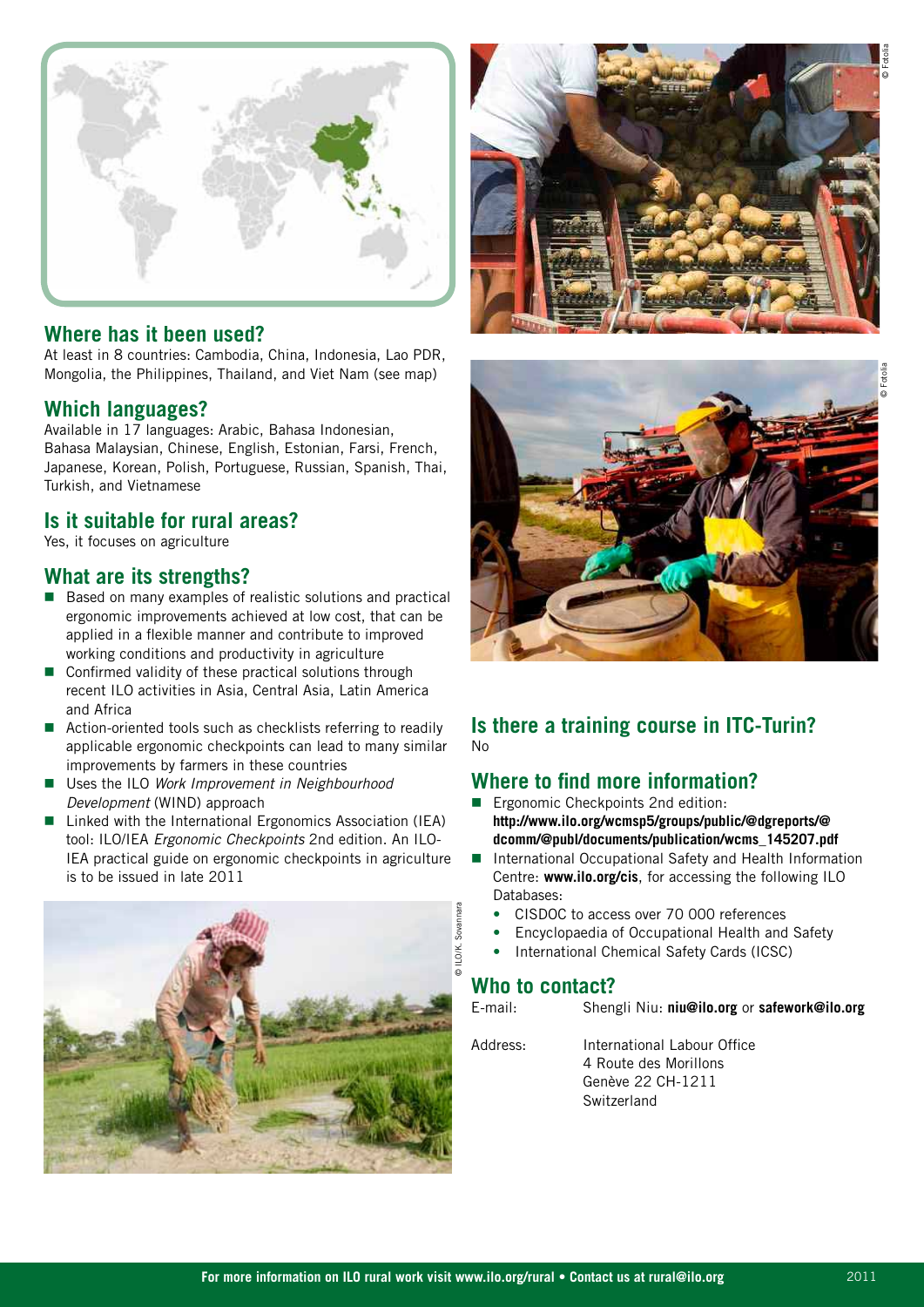## Where has it been used?

At least in 8 countries: Cambodia, China, Indonesia, Lao PDR, Mongolia, the Philippines, Thailand, and Viet Nam (see map)

## Which languages?

Available in 17 languages: Arabic, Bahasa Indonesian, Bahasa Malaysian, Chinese, English, Estonian, Farsi, French, Japanese, Korean, Polish, Portuguese, Russian, Spanish, Thai, Turkish, and Vietnamese

## Is it suitable for rural areas?

Yes, it focuses on agriculture

## What are its strengths?

- Based on many examples of realistic solutions and practical ergonomic improvements achieved at low cost, that can be applied in a flexible manner and contribute to improved working conditions and productivity in agriculture
- Confirmed validity of these practical solutions through recent ILO activities in Asia, Central Asia, Latin America and Africa
- Action-oriented tools such as checklists referring to readily applicable ergonomic checkpoints can lead to many similar improvements by farmers in these countries
- Uses the ILO *Work Improvement in Neighbourhood Development* (WIND) approach
- Linked with the International Ergonomics Association (IEA) tool: ILO/IEA *Ergonomic Checkpoints* 2nd edition. An ILO-IEA practical guide on ergonomic checkpoints in agriculture is to be issued in late 2011

## Is there a training course in ITC-Turin?

No

## Where to find more information?

- Ergonomic Checkpoints 2nd edition: **http://www.ilo.org/wcmsp5/groups/public/@dgreports/@dcomm/@publ/documents/publication/wcms_145207.pdf**
- International Occupational Safety and Health Information Centre: **www.ilo.org/cis**, for accessing the following ILO Databases:
  - CISDOC to access over 70 000 references
  - Encyclopaedia of Occupational Health and Safety
  - International Chemical Safety Cards (ICSC)

## Who to contact?

E-mail: Shengli Niu: **niu@ilo.org** or **safework@ilo.org**

Address: International Labour Office
4 Route des Morillons
Genève 22 CH-1211
Switzerland

**For more information on ILO rural work visit www.ilo.org/rural • Contact us at rural@ilo.org**

2011